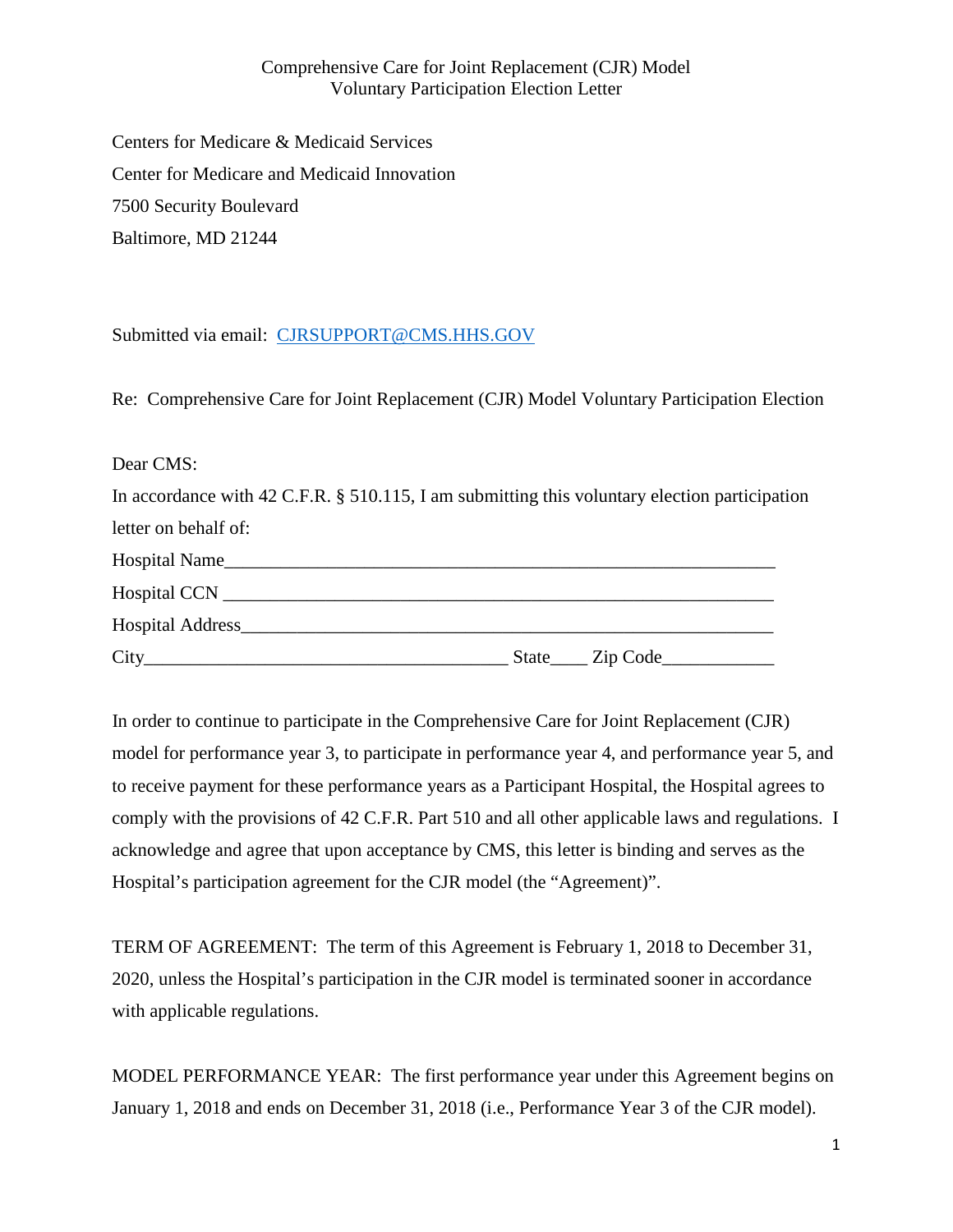Comprehensive Care for Joint Replacement (CJR) Model
Voluntary Participation Election Letter

Centers for Medicare & Medicaid Services
Center for Medicare and Medicaid Innovation
7500 Security Boulevard
Baltimore, MD 21244

Submitted via email: [CJRSUPPORT@CMS.HHS.GOV](mailto:CJRSUPPORT@CMS.HHS.GOV)

Re: Comprehensive Care for Joint Replacement (CJR) Model Voluntary Participation Election

Dear CMS:

In accordance with 42 C.F.R. § 510.115, I am submitting this voluntary election participation letter on behalf of:

Hospital Name_____________________________________________________________

Hospital CCN _____________________________________________________________

Hospital Address___________________________________________________________

City________________________________________ State____ Zip Code____________

In order to continue to participate in the Comprehensive Care for Joint Replacement (CJR) model for performance year 3, to participate in performance year 4, and performance year 5, and to receive payment for these performance years as a Participant Hospital, the Hospital agrees to comply with the provisions of 42 C.F.R. Part 510 and all other applicable laws and regulations. I acknowledge and agree that upon acceptance by CMS, this letter is binding and serves as the Hospital's participation agreement for the CJR model (the "Agreement)".

TERM OF AGREEMENT: The term of this Agreement is February 1, 2018 to December 31, 2020, unless the Hospital's participation in the CJR model is terminated sooner in accordance with applicable regulations.

MODEL PERFORMANCE YEAR: The first performance year under this Agreement begins on January 1, 2018 and ends on December 31, 2018 (i.e., Performance Year 3 of the CJR model).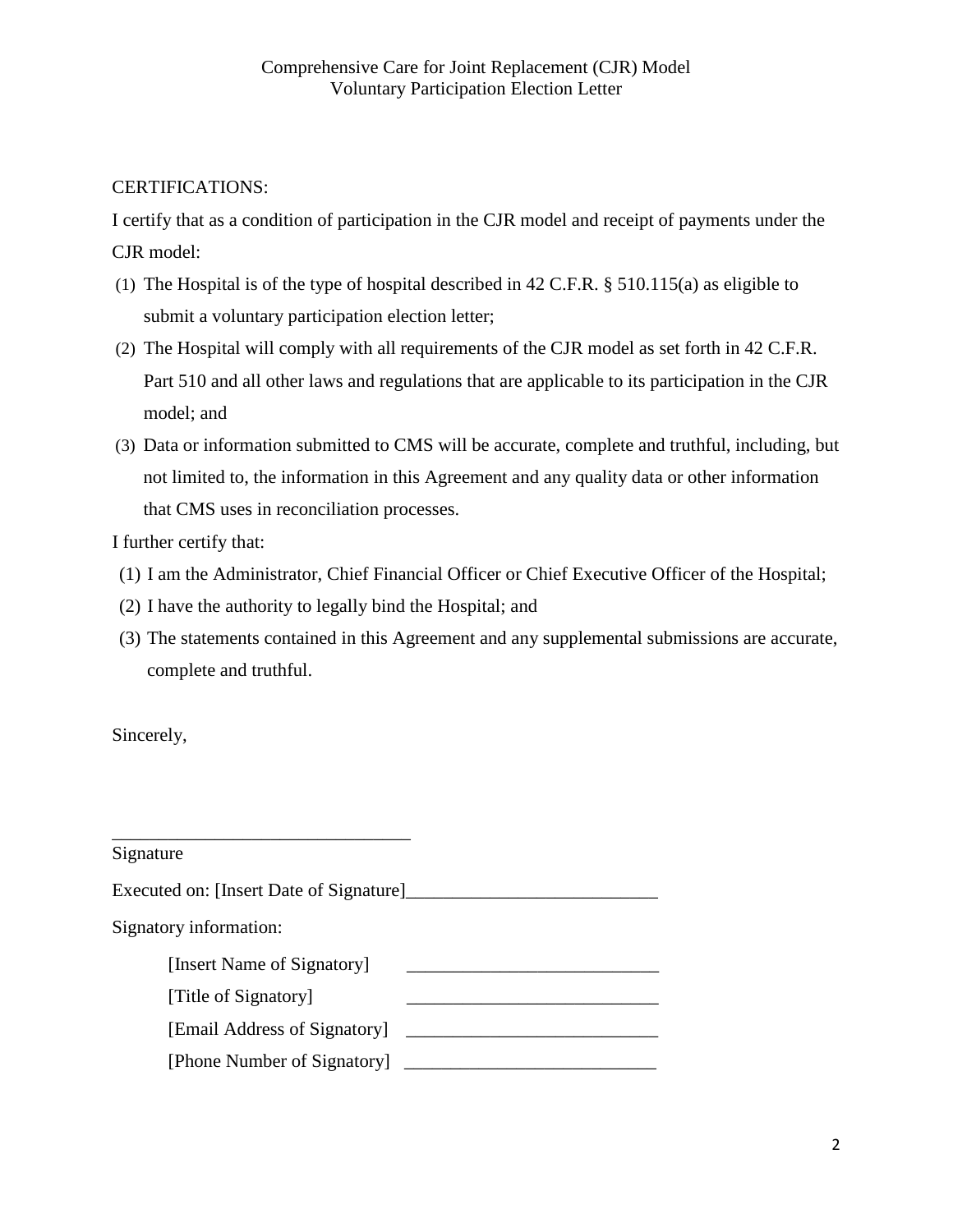CERTIFICATIONS:

I certify that as a condition of participation in the CJR model and receipt of payments under the CJR model:

(1) The Hospital is of the type of hospital described in 42 C.F.R. § 510.115(a) as eligible to submit a voluntary participation election letter;
(2) The Hospital will comply with all requirements of the CJR model as set forth in 42 C.F.R. Part 510 and all other laws and regulations that are applicable to its participation in the CJR model; and
(3) Data or information submitted to CMS will be accurate, complete and truthful, including, but not limited to, the information in this Agreement and any quality data or other information that CMS uses in reconciliation processes.

I further certify that:

(1) I am the Administrator, Chief Financial Officer or Chief Executive Officer of the Hospital;
(2) I have the authority to legally bind the Hospital; and
(3) The statements contained in this Agreement and any supplemental submissions are accurate, complete and truthful.

Sincerely,

________________________________
Signature

Executed on: [Insert Date of Signature]___________________________

Signatory information:

[Insert Name of Signatory] ___________________________

[Title of Signatory] ___________________________

[Email Address of Signatory] ___________________________

[Phone Number of Signatory] ___________________________